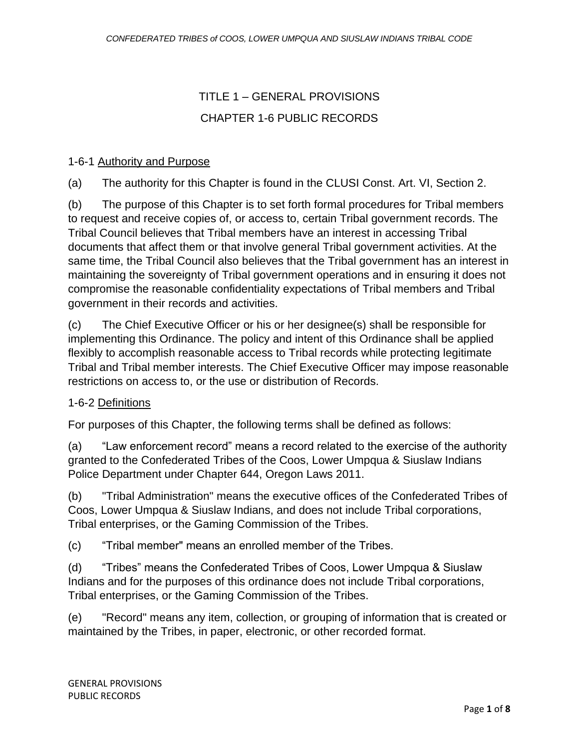# TITLE 1 – GENERAL PROVISIONS

## CHAPTER 1-6 PUBLIC RECORDS

1-6-1 Authority and Purpose

(a) The authority for this Chapter is found in the CLUSI Const. Art. VI, Section 2.

(b) The purpose of this Chapter is to set forth formal procedures for Tribal members to request and receive copies of, or access to, certain Tribal government records. The Tribal Council believes that Tribal members have an interest in accessing Tribal documents that affect them or that involve general Tribal government activities. At the same time, the Tribal Council also believes that the Tribal government has an interest in maintaining the sovereignty of Tribal government operations and in ensuring it does not compromise the reasonable confidentiality expectations of Tribal members and Tribal government in their records and activities.

(c) The Chief Executive Officer or his or her designee(s) shall be responsible for implementing this Ordinance. The policy and intent of this Ordinance shall be applied flexibly to accomplish reasonable access to Tribal records while protecting legitimate Tribal and Tribal member interests. The Chief Executive Officer may impose reasonable restrictions on access to, or the use or distribution of Records.

1-6-2 Definitions

For purposes of this Chapter, the following terms shall be defined as follows:

(a) "Law enforcement record" means a record related to the exercise of the authority granted to the Confederated Tribes of the Coos, Lower Umpqua & Siuslaw Indians Police Department under Chapter 644, Oregon Laws 2011.

(b) "Tribal Administration" means the executive offices of the Confederated Tribes of Coos, Lower Umpqua & Siuslaw Indians, and does not include Tribal corporations, Tribal enterprises, or the Gaming Commission of the Tribes.

(c) "Tribal member" means an enrolled member of the Tribes.

(d) "Tribes" means the Confederated Tribes of Coos, Lower Umpqua & Siuslaw Indians and for the purposes of this ordinance does not include Tribal corporations, Tribal enterprises, or the Gaming Commission of the Tribes.

(e) "Record" means any item, collection, or grouping of information that is created or maintained by the Tribes, in paper, electronic, or other recorded format.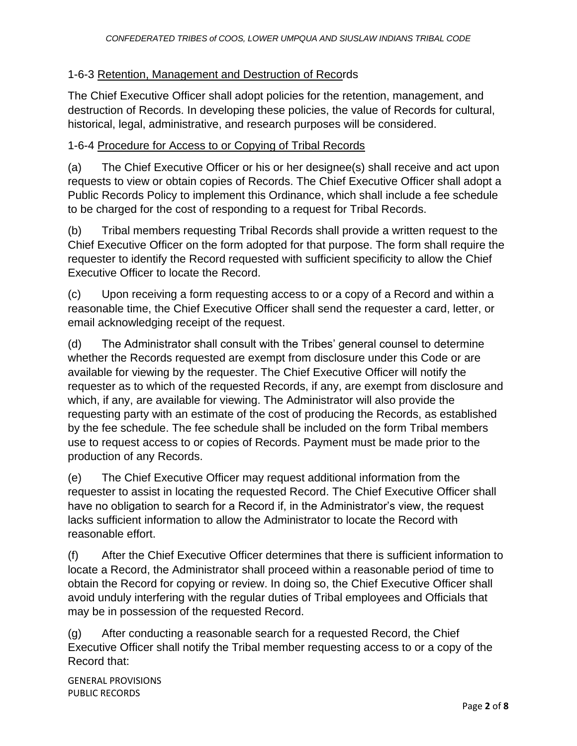1-6-3 Retention, Management and Destruction of Records

The Chief Executive Officer shall adopt policies for the retention, management, and destruction of Records. In developing these policies, the value of Records for cultural, historical, legal, administrative, and research purposes will be considered.

1-6-4 Procedure for Access to or Copying of Tribal Records

(a) The Chief Executive Officer or his or her designee(s) shall receive and act upon requests to view or obtain copies of Records. The Chief Executive Officer shall adopt a Public Records Policy to implement this Ordinance, which shall include a fee schedule to be charged for the cost of responding to a request for Tribal Records.

(b) Tribal members requesting Tribal Records shall provide a written request to the Chief Executive Officer on the form adopted for that purpose. The form shall require the requester to identify the Record requested with sufficient specificity to allow the Chief Executive Officer to locate the Record.

(c) Upon receiving a form requesting access to or a copy of a Record and within a reasonable time, the Chief Executive Officer shall send the requester a card, letter, or email acknowledging receipt of the request.

(d) The Administrator shall consult with the Tribes' general counsel to determine whether the Records requested are exempt from disclosure under this Code or are available for viewing by the requester. The Chief Executive Officer will notify the requester as to which of the requested Records, if any, are exempt from disclosure and which, if any, are available for viewing. The Administrator will also provide the requesting party with an estimate of the cost of producing the Records, as established by the fee schedule. The fee schedule shall be included on the form Tribal members use to request access to or copies of Records. Payment must be made prior to the production of any Records.

(e) The Chief Executive Officer may request additional information from the requester to assist in locating the requested Record. The Chief Executive Officer shall have no obligation to search for a Record if, in the Administrator's view, the request lacks sufficient information to allow the Administrator to locate the Record with reasonable effort.

(f) After the Chief Executive Officer determines that there is sufficient information to locate a Record, the Administrator shall proceed within a reasonable period of time to obtain the Record for copying or review. In doing so, the Chief Executive Officer shall avoid unduly interfering with the regular duties of Tribal employees and Officials that may be in possession of the requested Record.

(g) After conducting a reasonable search for a requested Record, the Chief Executive Officer shall notify the Tribal member requesting access to or a copy of the Record that: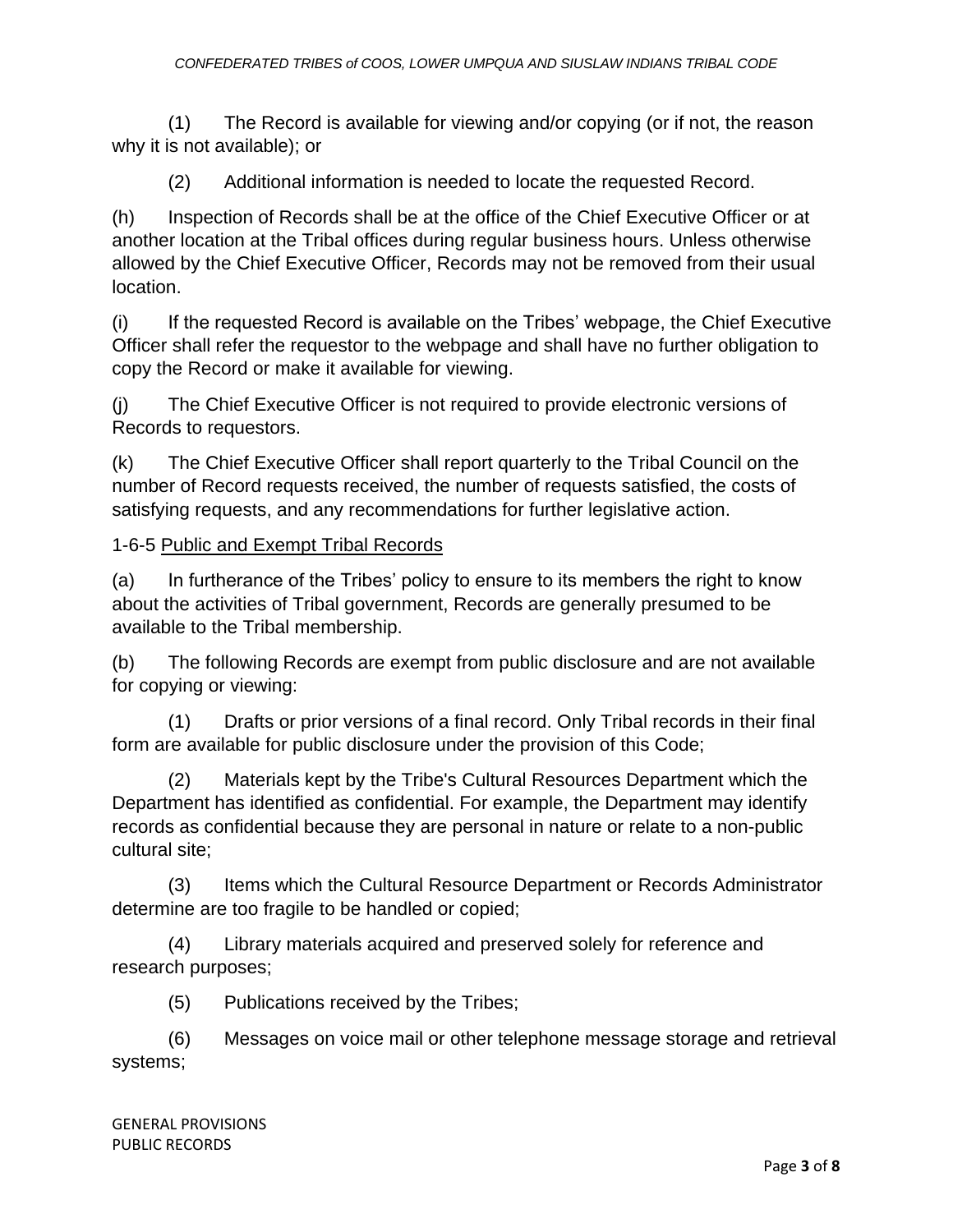(1) The Record is available for viewing and/or copying (or if not, the reason why it is not available); or

(2) Additional information is needed to locate the requested Record.

(h) Inspection of Records shall be at the office of the Chief Executive Officer or at another location at the Tribal offices during regular business hours. Unless otherwise allowed by the Chief Executive Officer, Records may not be removed from their usual location.

(i) If the requested Record is available on the Tribes' webpage, the Chief Executive Officer shall refer the requestor to the webpage and shall have no further obligation to copy the Record or make it available for viewing.

(j) The Chief Executive Officer is not required to provide electronic versions of Records to requestors.

(k) The Chief Executive Officer shall report quarterly to the Tribal Council on the number of Record requests received, the number of requests satisfied, the costs of satisfying requests, and any recommendations for further legislative action.

1-6-5 <u>Public and Exempt Tribal Records</u>

(a) In furtherance of the Tribes' policy to ensure to its members the right to know about the activities of Tribal government, Records are generally presumed to be available to the Tribal membership.

(b) The following Records are exempt from public disclosure and are not available for copying or viewing:

(1) Drafts or prior versions of a final record. Only Tribal records in their final form are available for public disclosure under the provision of this Code;

(2) Materials kept by the Tribe's Cultural Resources Department which the Department has identified as confidential. For example, the Department may identify records as confidential because they are personal in nature or relate to a non-public cultural site;

(3) Items which the Cultural Resource Department or Records Administrator determine are too fragile to be handled or copied;

(4) Library materials acquired and preserved solely for reference and research purposes;

(5) Publications received by the Tribes;

(6) Messages on voice mail or other telephone message storage and retrieval systems;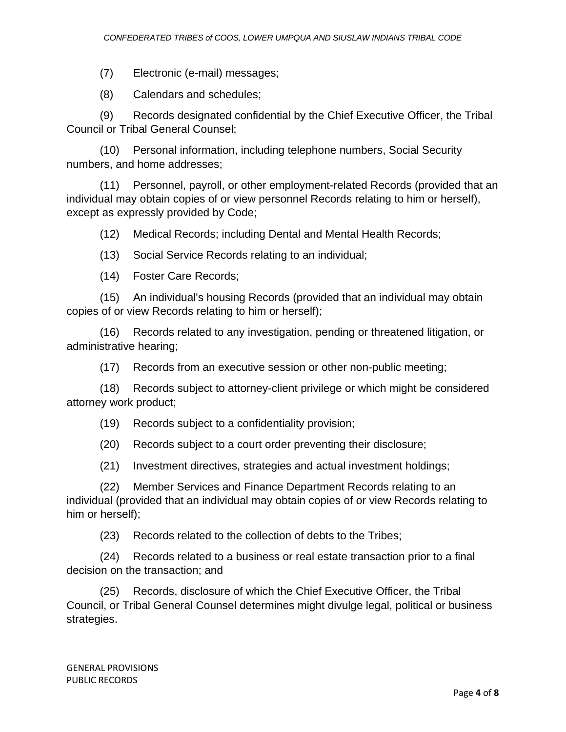(7) Electronic (e-mail) messages;

(8) Calendars and schedules;

(9) Records designated confidential by the Chief Executive Officer, the Tribal Council or Tribal General Counsel;

(10) Personal information, including telephone numbers, Social Security numbers, and home addresses;

(11) Personnel, payroll, or other employment-related Records (provided that an individual may obtain copies of or view personnel Records relating to him or herself), except as expressly provided by Code;

(12) Medical Records; including Dental and Mental Health Records;

(13) Social Service Records relating to an individual;

(14) Foster Care Records;

(15) An individual's housing Records (provided that an individual may obtain copies of or view Records relating to him or herself);

(16) Records related to any investigation, pending or threatened litigation, or administrative hearing;

(17) Records from an executive session or other non-public meeting;

(18) Records subject to attorney-client privilege or which might be considered attorney work product;

(19) Records subject to a confidentiality provision;

(20) Records subject to a court order preventing their disclosure;

(21) Investment directives, strategies and actual investment holdings;

(22) Member Services and Finance Department Records relating to an individual (provided that an individual may obtain copies of or view Records relating to him or herself);

(23) Records related to the collection of debts to the Tribes;

(24) Records related to a business or real estate transaction prior to a final decision on the transaction; and

(25) Records, disclosure of which the Chief Executive Officer, the Tribal Council, or Tribal General Counsel determines might divulge legal, political or business strategies.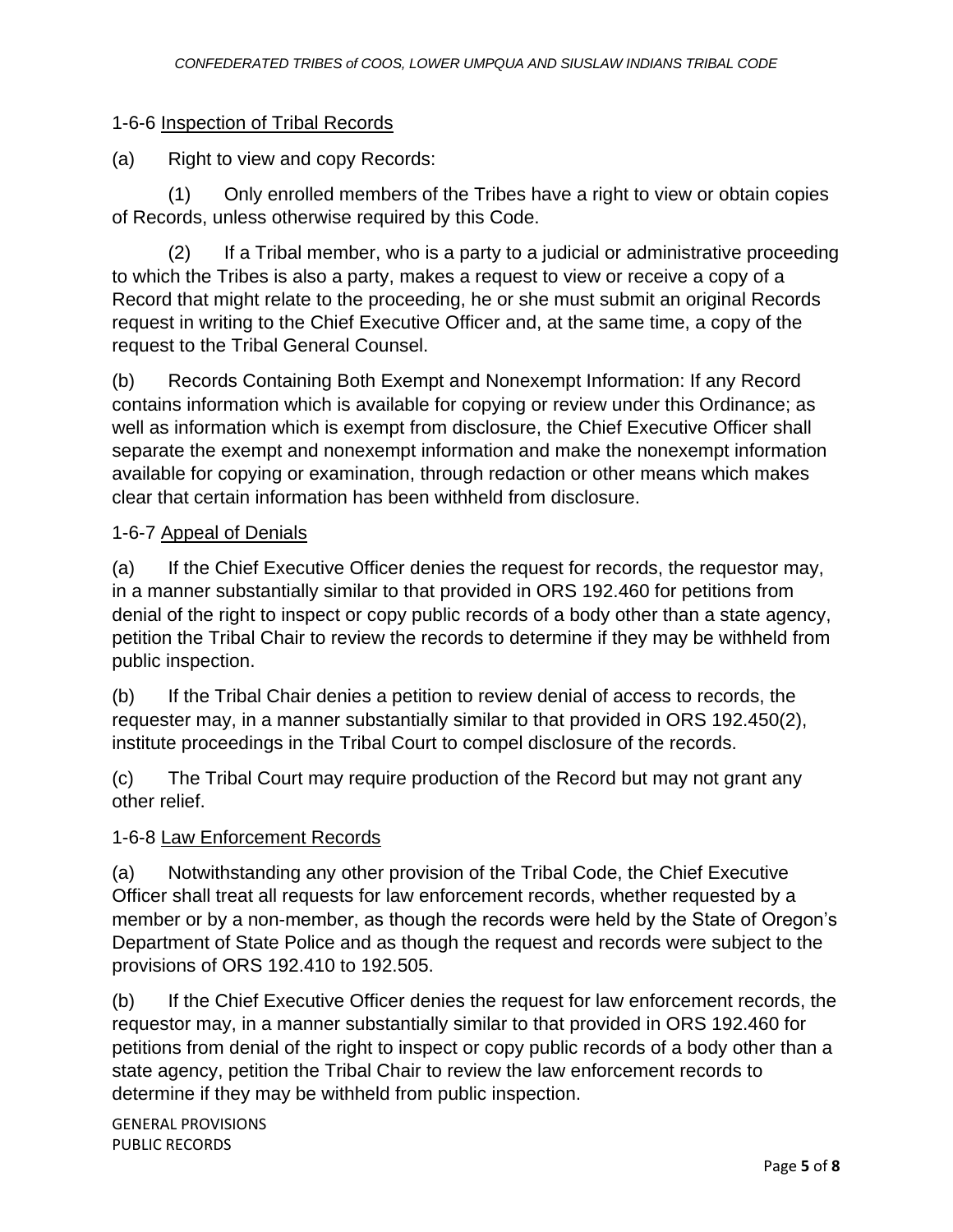## 1-6-6 Inspection of Tribal Records

(a) Right to view and copy Records:

(1) Only enrolled members of the Tribes have a right to view or obtain copies of Records, unless otherwise required by this Code.

(2) If a Tribal member, who is a party to a judicial or administrative proceeding to which the Tribes is also a party, makes a request to view or receive a copy of a Record that might relate to the proceeding, he or she must submit an original Records request in writing to the Chief Executive Officer and, at the same time, a copy of the request to the Tribal General Counsel.

(b) Records Containing Both Exempt and Nonexempt Information: If any Record contains information which is available for copying or review under this Ordinance; as well as information which is exempt from disclosure, the Chief Executive Officer shall separate the exempt and nonexempt information and make the nonexempt information available for copying or examination, through redaction or other means which makes clear that certain information has been withheld from disclosure.

## 1-6-7 Appeal of Denials

(a) If the Chief Executive Officer denies the request for records, the requestor may, in a manner substantially similar to that provided in ORS 192.460 for petitions from denial of the right to inspect or copy public records of a body other than a state agency, petition the Tribal Chair to review the records to determine if they may be withheld from public inspection.

(b) If the Tribal Chair denies a petition to review denial of access to records, the requester may, in a manner substantially similar to that provided in ORS 192.450(2), institute proceedings in the Tribal Court to compel disclosure of the records.

(c) The Tribal Court may require production of the Record but may not grant any other relief.

## 1-6-8 Law Enforcement Records

(a) Notwithstanding any other provision of the Tribal Code, the Chief Executive Officer shall treat all requests for law enforcement records, whether requested by a member or by a non-member, as though the records were held by the State of Oregon's Department of State Police and as though the request and records were subject to the provisions of ORS 192.410 to 192.505.

(b) If the Chief Executive Officer denies the request for law enforcement records, the requestor may, in a manner substantially similar to that provided in ORS 192.460 for petitions from denial of the right to inspect or copy public records of a body other than a state agency, petition the Tribal Chair to review the law enforcement records to determine if they may be withheld from public inspection.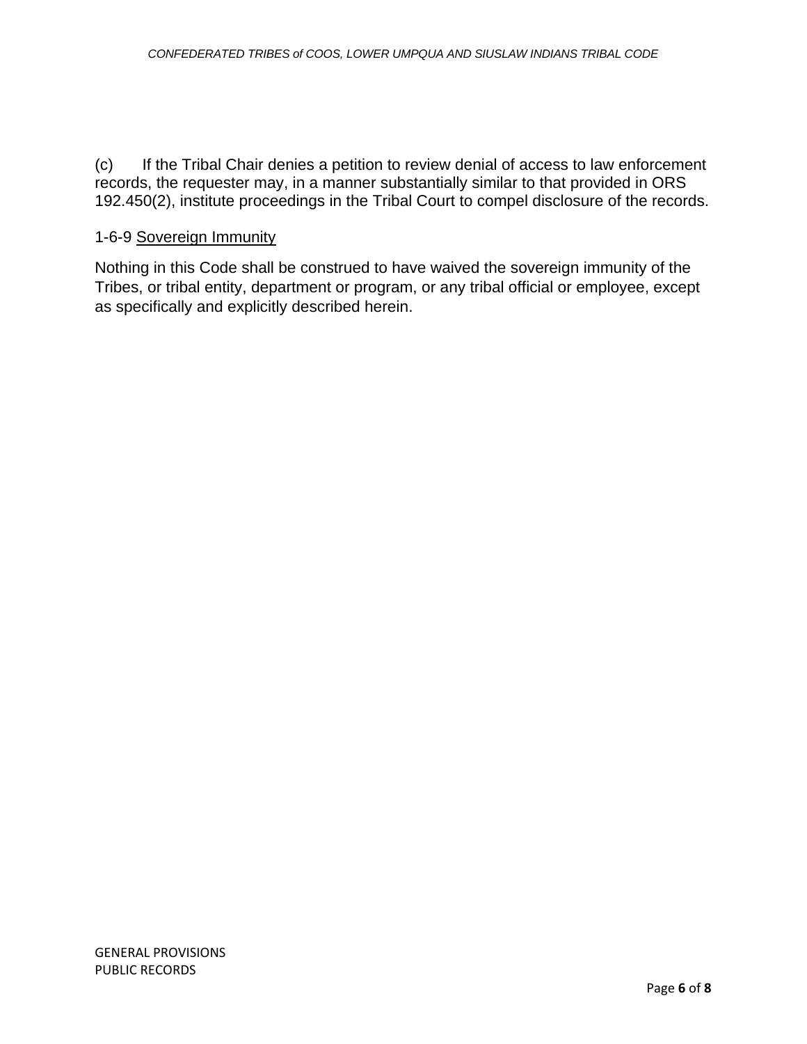(c) If the Tribal Chair denies a petition to review denial of access to law enforcement records, the requester may, in a manner substantially similar to that provided in ORS 192.450(2), institute proceedings in the Tribal Court to compel disclosure of the records.

1-6-9 Sovereign Immunity

Nothing in this Code shall be construed to have waived the sovereign immunity of the Tribes, or tribal entity, department or program, or any tribal official or employee, except as specifically and explicitly described herein.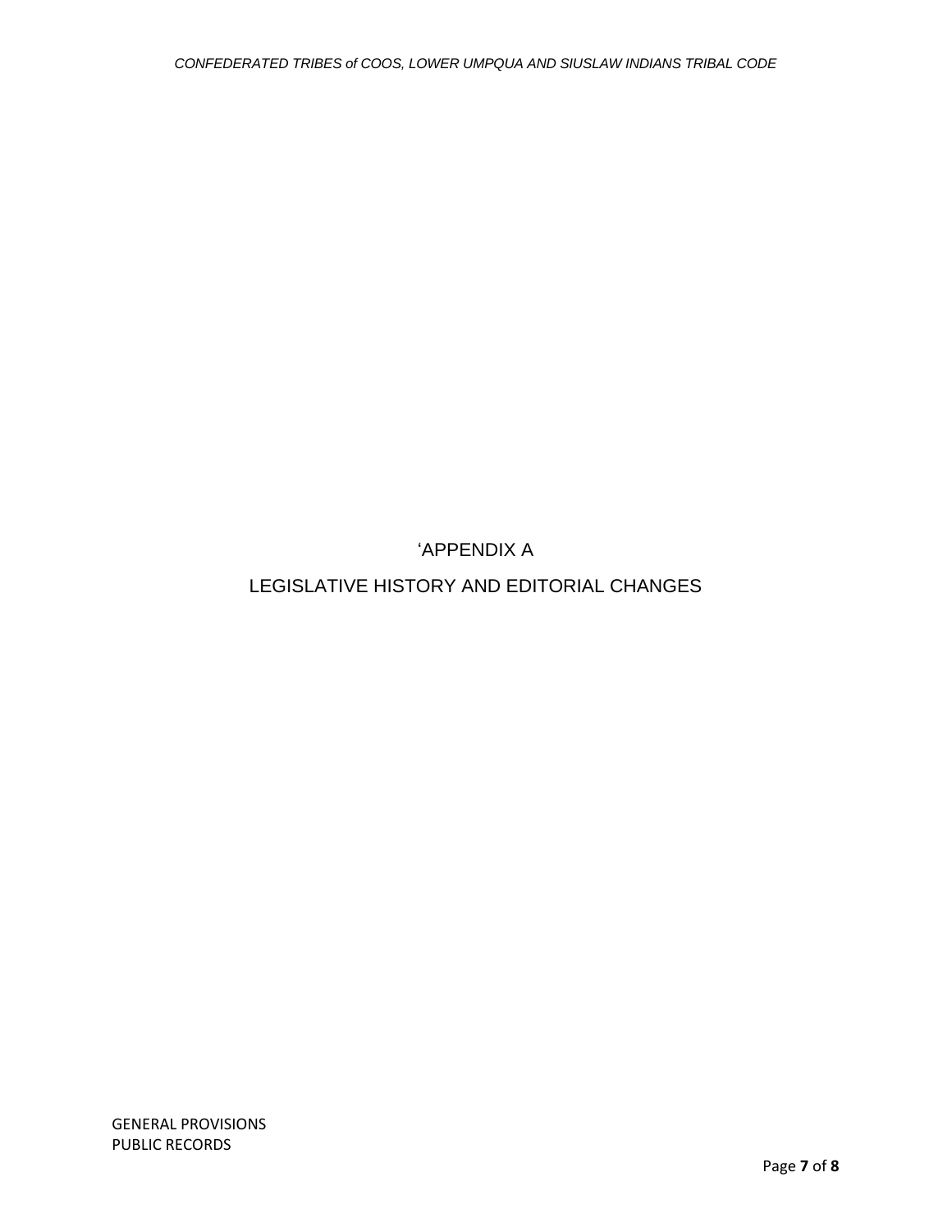# ‘APPENDIX A

# LEGISLATIVE HISTORY AND EDITORIAL CHANGES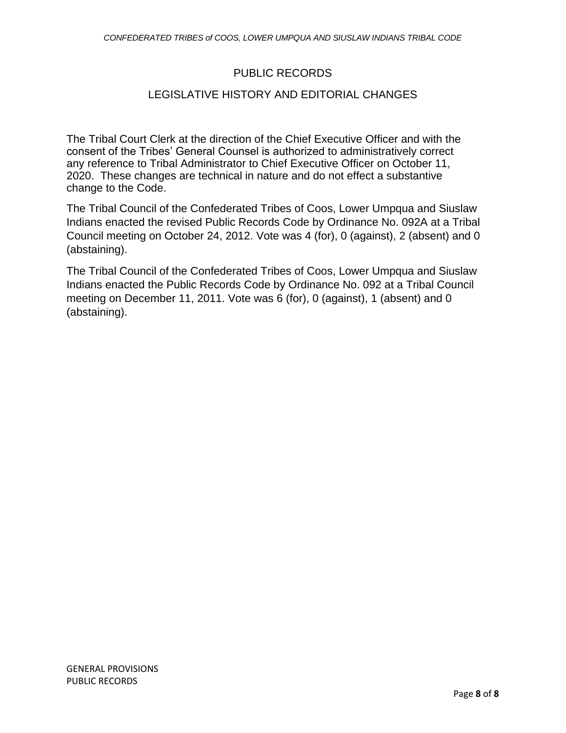## PUBLIC RECORDS

## LEGISLATIVE HISTORY AND EDITORIAL CHANGES

The Tribal Court Clerk at the direction of the Chief Executive Officer and with the consent of the Tribes' General Counsel is authorized to administratively correct any reference to Tribal Administrator to Chief Executive Officer on October 11, 2020. These changes are technical in nature and do not effect a substantive change to the Code.

The Tribal Council of the Confederated Tribes of Coos, Lower Umpqua and Siuslaw Indians enacted the revised Public Records Code by Ordinance No. 092A at a Tribal Council meeting on October 24, 2012. Vote was 4 (for), 0 (against), 2 (absent) and 0 (abstaining).

The Tribal Council of the Confederated Tribes of Coos, Lower Umpqua and Siuslaw Indians enacted the Public Records Code by Ordinance No. 092 at a Tribal Council meeting on December 11, 2011. Vote was 6 (for), 0 (against), 1 (absent) and 0 (abstaining).